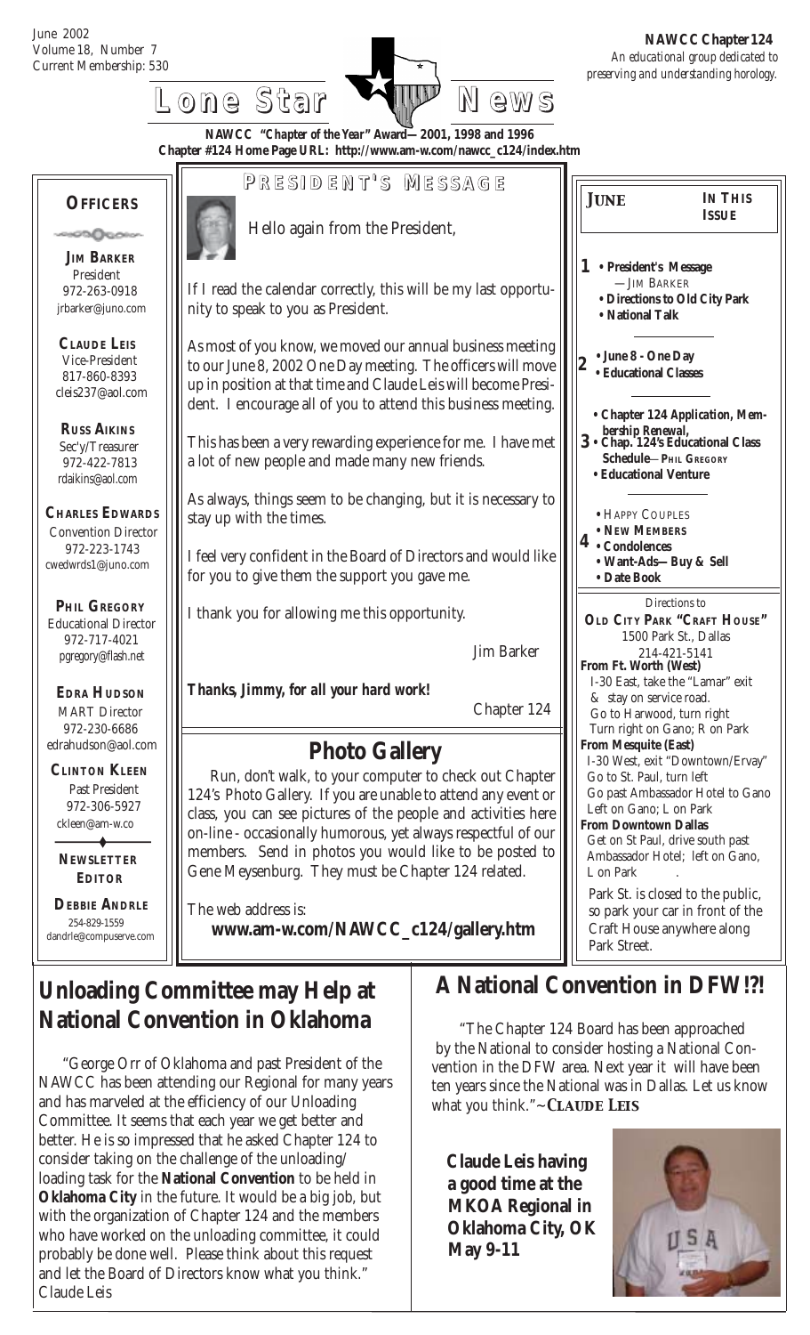June 2002
Volume 18, Number 7
Current Membership: 530

**NAWCC Chapter 124**
*An educational group dedicated to preserving and understanding horology.*

# Lone Star News

**NAWCC "Chapter of the Year" Award—2001, 1998 and 1996**
**Chapter #124 Home Page URL: http://www.am-w.com/nawcc_c124/index.htm**

## OFFICERS

**JIM BARKER**
President
972-263-0918
jrbarker@juno.com

**CLAUDE LEIS**
Vice-President
817-860-8393
cleis237@aol.com

**RUSS AIKINS**
Sec'y/Treasurer
972-422-7813
rdaikins@aol.com

**CHARLES EDWARDS**
Convention Director
972-223-1743
cwedwrds1@juno.com

**PHIL GREGORY**
Educational Director
972-717-4021
pgregory@flash.net

**EDRA HUDSON**
MART Director
972-230-6686
edrahudson@aol.com

**CLINTON KLEEN**
Past President
972-306-5927
ckleen@am-w.co

**NEWSLETTER EDITOR**

**DEBBIE ANDRLE**
254-829-1559
dandrle@compuserve.com

## PRESIDENT'S MESSAGE

Hello again from the President,

If I read the calendar correctly, this will be my last opportunity to speak to you as President.

As most of you know, we moved our annual business meeting to our June 8, 2002 One Day meeting. The officers will move up in position at that time and Claude Leis will become President. I encourage all of you to attend this business meeting.

This has been a very rewarding experience for me. I have met a lot of new people and made many new friends.

As always, things seem to be changing, but it is necessary to stay up with the times.

I feel very confident in the Board of Directors and would like for you to give them the support you gave me.

I thank you for allowing me this opportunity.

Jim Barker

***Thanks, Jimmy, for all your hard work!***

Chapter 124

## Photo Gallery

Run, don't walk, to your computer to check out Chapter 124's Photo Gallery. If you are unable to attend any event or class, you can see pictures of the people and activities here on-line - occasionally humorous, yet always respectful of our members. Send in photos you would like to be posted to Gene Meysenburg. They must be Chapter 124 related.

The web address is:

**www.am-w.com/NAWCC_c124/gallery.htm**

## JUNE — IN THIS ISSUE

**1**
- **President's Message** —JIM BARKER
- **Directions to Old City Park**
- **National Talk**

**2**
- **June 8 - One Day**
- **Educational Classes**

**3**
- **Chapter 124 Application, Membership Renewal,**
- **Chap. 124's Educational Class Schedule**—PHIL GREGORY
- **Educational Venture**

**4**
- **HAPPY COUPLES**
- **NEW MEMBERS**
- **Condolences**
- **Want-Ads—Buy & Sell**
- **Date Book**

Directions to
**OLD CITY PARK "CRAFT HOUSE"**
1500 Park St., Dallas
214-421-5141

**From Ft. Worth (West)**
I-30 East, take the "Lamar" exit & stay on service road.
Go to Harwood, turn right
Turn right on Gano; R on Park

**From Mesquite (East)**
I-30 West, exit "Downtown/Ervay"
Go to St. Paul, turn left
Go past Ambassador Hotel to Gano
Left on Gano; L on Park

**From Downtown Dallas**
Get on St Paul, drive south past Ambassador Hotel; left on Gano, L on Park

Park St. is closed to the public, so park your car in front of the Craft House anywhere along Park Street.

## Unloading Committee may Help at National Convention in Oklahoma

"George Orr of Oklahoma and past President of the NAWCC has been attending our Regional for many years and has marveled at the efficiency of our Unloading Committee. It seems that each year we get better and better. He is so impressed that he asked Chapter 124 to consider taking on the challenge of the unloading/loading task for the **National Convention** to be held in **Oklahoma City** in the future. It would be a big job, but with the organization of Chapter 124 and the members who have worked on the unloading committee, it could probably be done well. Please think about this request and let the Board of Directors know what you think."
Claude Leis

## A National Convention in DFW!?!

"The Chapter 124 Board has been approached by the National to consider hosting a National Convention in the DFW area. Next year it will have been ten years since the National was in Dallas. Let us know what you think."~**CLAUDE LEIS**

**Claude Leis having a good time at the MKOA Regional in Oklahoma City, OK May 9-11**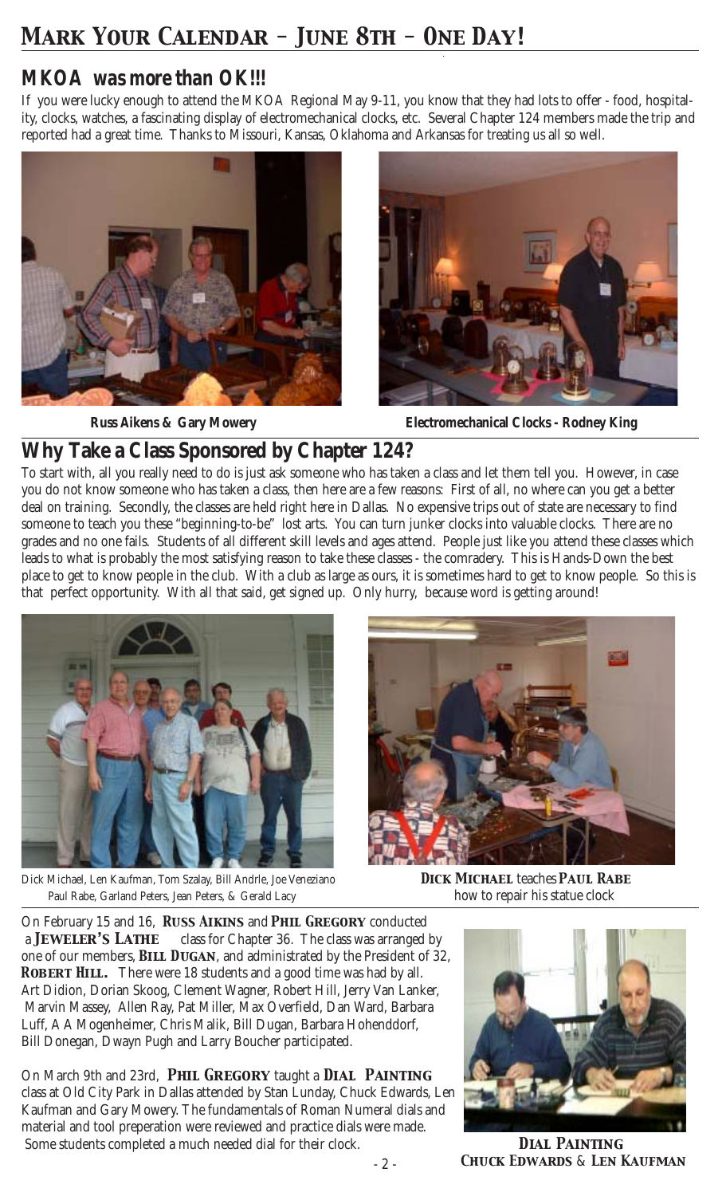# Mark Your Calendar – June 8th – One Day!

## MKOA was more than OK!!!

If you were lucky enough to attend the MKOA Regional May 9-11, you know that they had lots to offer - food, hospitality, clocks, watches, a fascinating display of electromechanical clocks, etc. Several Chapter 124 members made the trip and reported had a great time. Thanks to Missouri, Kansas, Oklahoma and Arkansas for treating us all so well.

**Russ Aikens & Gary Mowery**

**Electromechanical Clocks - Rodney King**

## Why Take a Class Sponsored by Chapter 124?

To start with, all you really need to do is just ask someone who has taken a class and let them tell you. However, in case you do not know someone who has taken a class, then here are a few reasons: First of all, no where can you get a better deal on training. Secondly, the classes are held right here in Dallas. No expensive trips out of state are necessary to find someone to teach you these "beginning-to-be" lost arts. You can turn junker clocks into valuable clocks. There are no grades and no one fails. Students of all different skill levels and ages attend. People just like you attend these classes which leads to what is probably the most satisfying reason to take these classes - the comradery. This is Hands-Down the best place to get to know people in the club. With a club as large as ours, it is sometimes hard to get to know people. So this is that perfect opportunity. With all that said, get signed up. Only hurry, because word is getting around!

Dick Michael, Len Kaufman, Tom Szalay, Bill Andrle, Joe Veneziano Paul Rabe, Garland Peters, Jean Peters, & Gerald Lacy

**Dick Michael** teaches **Paul Rabe** how to repair his statue clock

On February 15 and 16, **Russ Aikins** and **Phil Gregory** conducted a **Jeweler's Lathe** class for Chapter 36. The class was arranged by one of our members, **Bill Dugan**, and administrated by the President of 32, **Robert Hill.** There were 18 students and a good time was had by all. Art Didion, Dorian Skoog, Clement Wagner, Robert Hill, Jerry Van Lanker, Marvin Massey, Allen Ray, Pat Miller, Max Overfield, Dan Ward, Barbara Luff, A A Mogenheimer, Chris Malik, Bill Dugan, Barbara Hohenddorf, Bill Donegan, Dwayn Pugh and Larry Boucher participated.

On March 9th and 23rd, **Phil Gregory** taught a **Dial Painting** class at Old City Park in Dallas attended by Stan Lunday, Chuck Edwards, Len Kaufman and Gary Mowery. The fundamentals of Roman Numeral dials and material and tool preperation were reviewed and practice dials were made. Some students completed a much needed dial for their clock.

**Dial Painting**
**Chuck Edwards** & **Len Kaufman**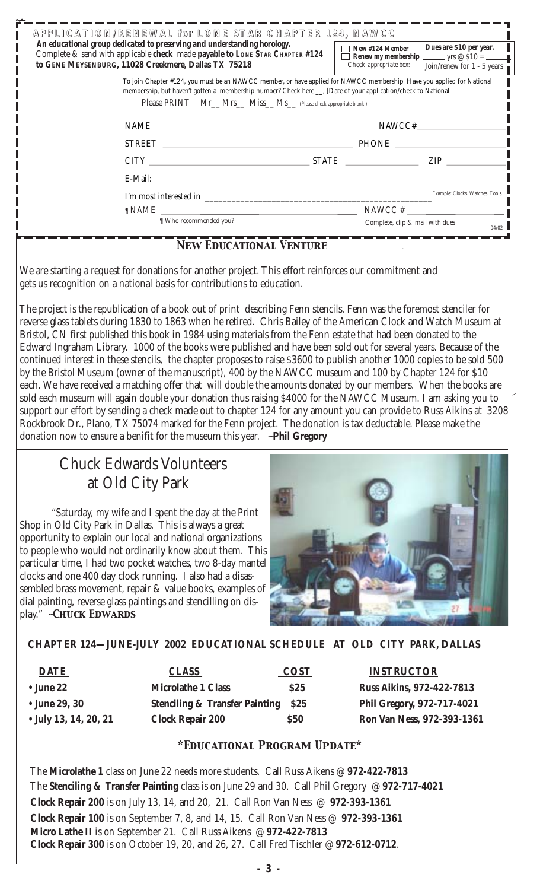## APPLICATION/RENEWAL for LONE STAR CHAPTER 124, NAWCC

**An educational group dedicated to preserving and understanding horology.**
Complete & send with applicable **check** made **payable to LONE STAR CHAPTER #124 to GENE MEYSENBURG, 11028 Creekmere, Dallas TX 75218**

☐ **New #124 Member**
☐ **Renew my membership**
Check appropriate box:

**Dues are $10 per year.**
_____ yrs @ $10 = _____
Join/renew for 1 - 5 years

To join Chapter #124, you must be an NAWCC member, or have applied for NAWCC membership. Have you applied for National membership, but haven't gotten a membership number? Check here __, [Date of your application/check to National

Please PRINT Mr__ Mrs__ Miss__ Ms__ (Please check appropriate blank.)

NAME ______________________ NAWCC#__________

STREET ______________________ PHONE __________

CITY ______________ STATE ________ ZIP ________

E-Mail: ______________________

I'm most interested in ______________________ Example: Clocks. Watches. Tools

¶ NAME ______________________ NAWCC # __________
¶ Who recommended you?
Complete, clip & mail with dues

04/02

## NEW EDUCATIONAL VENTURE

We are starting a request for donations for another project. This effort reinforces our commitment and gets us recognition on a national basis for contributions to education.

The project is the republication of a book out of print describing Fenn stencils. Fenn was the foremost stenciler for reverse glass tablets during 1830 to 1863 when he retired. Chris Bailey of the American Clock and Watch Museum at Bristol, CN first published this book in 1984 using materials from the Fenn estate that had been donated to the Edward Ingraham Library. 1000 of the books were published and have been sold out for several years. Because of the continued interest in these stencils, the chapter proposes to raise $3600 to publish another 1000 copies to be sold 500 by the Bristol Museum (owner of the manuscript), 400 by the NAWCC museum and 100 by Chapter 124 for $10 each. We have received a matching offer that will double the amounts donated by our members. When the books are sold each museum will again double your donation thus raising $4000 for the NAWCC Museum. I am asking you to support our effort by sending a check made out to chapter 124 for any amount you can provide to Russ Aikins at 3208 Rockbrook Dr., Plano, TX 75074 marked for the Fenn project. The donation is tax deductable. Please make the donation now to ensure a benifit for the museum this year. ~**Phil Gregory**

## Chuck Edwards Volunteers at Old City Park

"Saturday, my wife and I spent the day at the Print Shop in Old City Park in Dallas. This is always a great opportunity to explain our local and national organizations to people who would not ordinarily know about them. This particular time, I had two pocket watches, two 8-day mantel clocks and one 400 day clock running. I also had a disassembled brass movement, repair & value books, examples of dial painting, reverse glass paintings and stencilling on display." ~**CHUCK EDWARDS**

### CHAPTER 124—JUNE-JULY 2002 EDUCATIONAL SCHEDULE AT OLD CITY PARK, DALLAS

| DATE | CLASS | COST | INSTRUCTOR |
|---|---|---|---|
| **• June 22** | **Microlathe 1 Class** | **$25** | **Russ Aikins, 972-422-7813** |
| **• June 29, 30** | **Stenciling & Transfer Painting** | **$25** | **Phil Gregory, 972-717-4021** |
| **• July 13, 14, 20, 21** | **Clock Repair 200** | **$50** | **Ron Van Ness, 972-393-1361** |

### *EDUCATIONAL PROGRAM UPDATE*

The **Microlathe 1** class on June 22 needs more students. Call Russ Aikens @ **972-422-7813**
The **Stenciling & Transfer Painting** class is on June 29 and 30. Call Phil Gregory @ **972-717-4021**
**Clock Repair 200** is on July 13, 14, and 20, 21. Call Ron Van Ness @ **972-393-1361**
**Clock Repair 100** is on September 7, 8, and 14, 15. Call Ron Van Ness @ **972-393-1361**
**Micro Lathe II** is on September 21. Call Russ Aikens @ **972-422-7813**
**Clock Repair 300** is on October 19, 20, and 26, 27. Call Fred Tischler @ **972-612-0712**.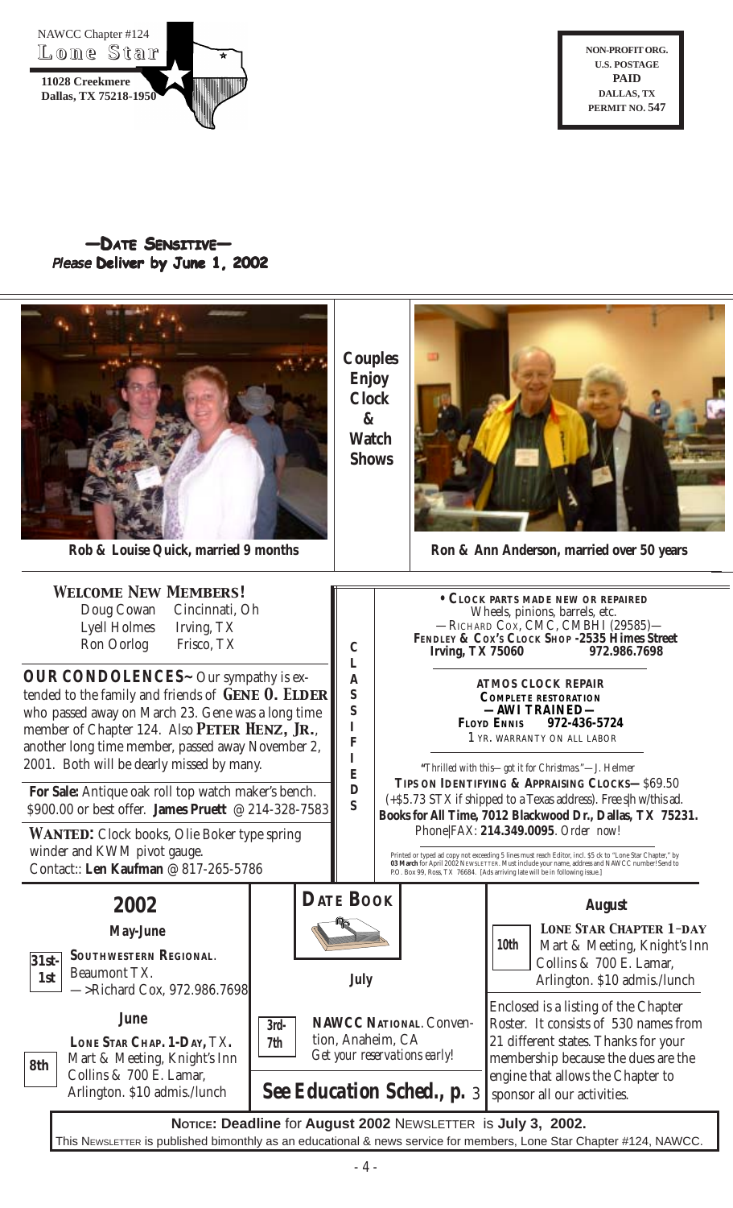NAWCC Chapter #124
Lone Star
11028 Creekmere
Dallas, TX 75218-1950

NON-PROFIT ORG.
U.S. POSTAGE
PAID
DALLAS, TX
PERMIT NO. 547

**—DATE SENSITIVE—**
***Please* Deliver by June 1, 2002**

**Couples Enjoy Clock & Watch Shows**

**Rob & Louise Quick, married 9 months**

**Ron & Ann Anderson, married over 50 years**

## WELCOME NEW MEMBERS!

Doug Cowan — Cincinnati, Oh
Lyell Holmes — Irving, TX
Ron Oorlog — Frisco, TX

**OUR CONDOLENCES~** Our sympathy is extended to the family and friends of **GENE O. ELDER** who passed away on March 23. Gene was a long time member of Chapter 124. Also **PETER HENZ, JR.**, another long time member, passed away November 2, 2001. Both will be dearly missed by many.

**For Sale:** Antique oak roll top watch maker's bench. $900.00 or best offer. **James Pruett** @ 214-328-7583

**WANTED:** Clock books, Olie Boker type spring winder and KWM pivot gauge.
Contact:: **Len Kaufman** @ 817-265-5786

## CLASSIFIEDS

**• CLOCK PARTS MADE NEW OR REPAIRED**
Wheels, pinions, barrels, etc.
—RICHARD COX, CMC, CMBHI (29585)—
**FENDLEY & COX'S CLOCK SHOP - 2535 Himes Street**
**Irving, TX 75060 — 972.986.7698**

**ATMOS CLOCK REPAIR**
**COMPLETE RESTORATION**
**—AWI TRAINED—**
**FLOYD ENNIS 972-436-5724**
1 YR. WARRANTY ON ALL LABOR

*"Thrilled with this—got it for Christmas."—J. Helmer*
**TIPS ON IDENTIFYING & APPRAISING CLOCKS—** $69.50 (+$5.73 STX if shipped to a Texas address). Free s|h w/this ad.
**Books for All Time, 7012 Blackwood Dr., Dallas, TX 75231.**
Phone|FAX: **214.349.0095**. *Order now!*

Printed or typed ad copy not exceeding 5 lines must reach Editor, incl. $5 ck to "Lone Star Chapter," by **03 March** for April 2002 NEWSLETTER. Must include your name, address and NAWCC number! Send to P.O. Box 99, Ross, TX 76684. [Ads arriving late will be in following issue.]

## DATE BOOK

### 2002

**May-June**

**31st-1st** — **SOUTHWESTERN REGIONAL**. Beaumont TX. —>Richard Cox, 972.986.7698

**June**

**8th** — **LONE STAR CHAP. 1-DAY,** TX. Mart & Meeting, Knight's Inn Collins & 700 E. Lamar, Arlington. $10 admis./lunch

**July**

**3rd-7th** — **NAWCC NATIONAL**. Convention, Anaheim, CA
*Get your reservations early!*

**See Education Sched., p. 3**

**August**

**10th** — **LONE STAR CHAPTER 1-DAY** Mart & Meeting, Knight's Inn Collins & 700 E. Lamar, Arlington. $10 admis./lunch

Enclosed is a listing of the Chapter Roster. It consists of 530 names from 21 different states. Thanks for your membership because the dues are the engine that allows the Chapter to sponsor all our activities.

**NOTICE: Deadline** for **August 2002** NEWSLETTER is **July 3, 2002.**
This NEWSLETTER is published bimonthly as an educational & news service for members, Lone Star Chapter #124, NAWCC.